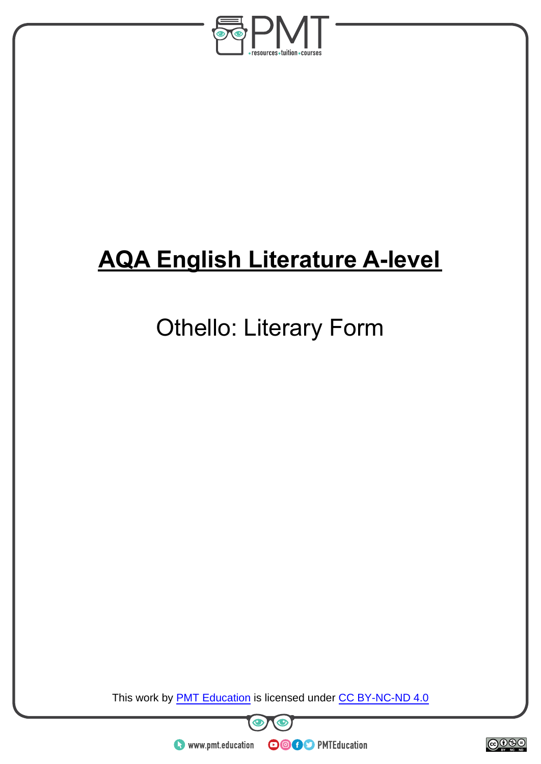# AQA English Literature A-level

Othello: Literary Form

This work by PMT Education is licensed under CC BY-NC-ND 4.0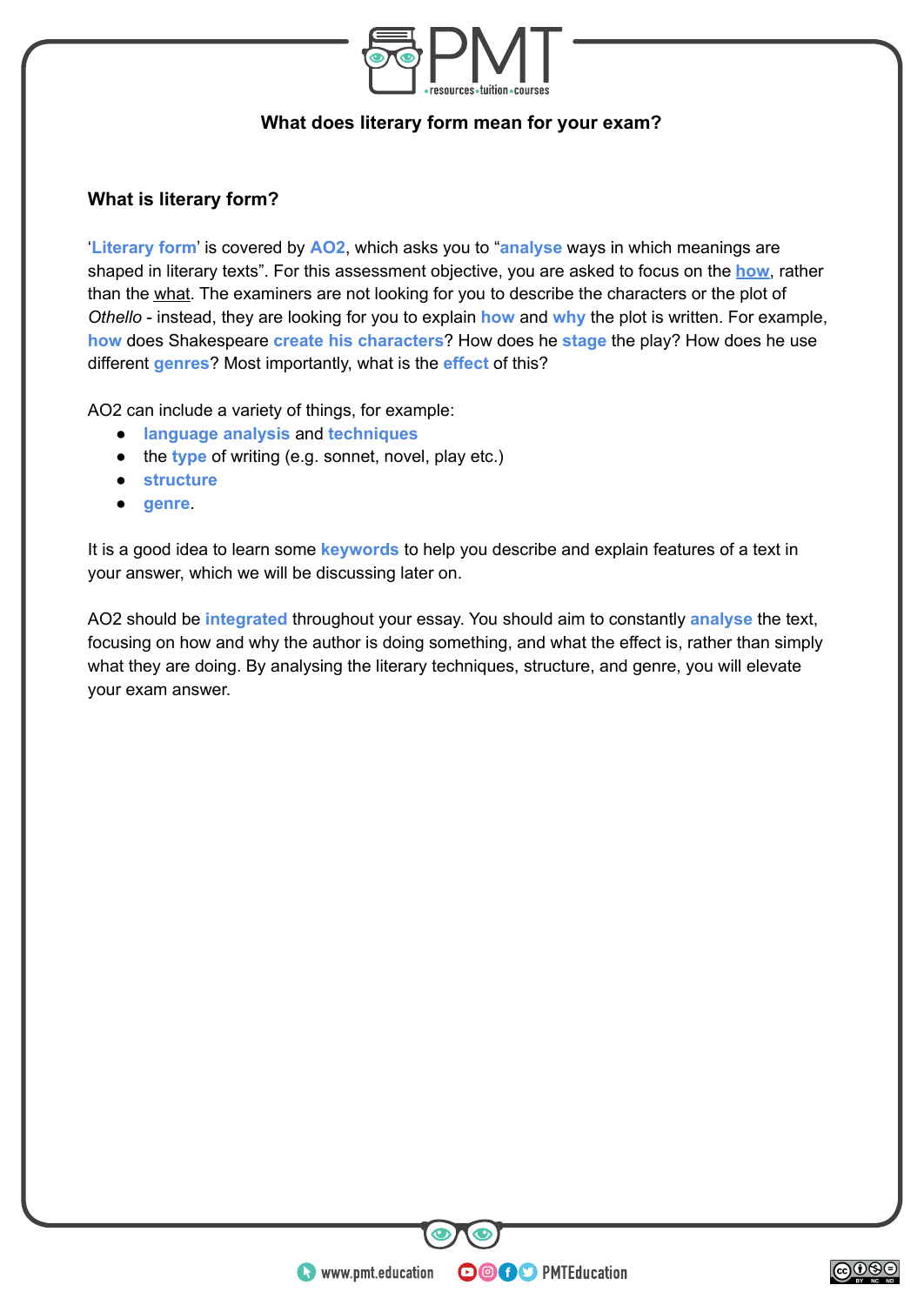## What does literary form mean for your exam?

### What is literary form?

'**Literary form**' is covered by **AO2**, which asks you to "**analyse** ways in which meanings are shaped in literary texts". For this assessment objective, you are asked to focus on the **how**, rather than the what. The examiners are not looking for you to describe the characters or the plot of *Othello* - instead, they are looking for you to explain **how** and **why** the plot is written. For example, **how** does Shakespeare **create his characters**? How does he **stage** the play? How does he use different **genres**? Most importantly, what is the **effect** of this?

AO2 can include a variety of things, for example:

- **language analysis** and **techniques**
- the **type** of writing (e.g. sonnet, novel, play etc.)
- **structure**
- **genre**.

It is a good idea to learn some **keywords** to help you describe and explain features of a text in your answer, which we will be discussing later on.

AO2 should be **integrated** throughout your essay. You should aim to constantly **analyse** the text, focusing on how and why the author is doing something, and what the effect is, rather than simply what they are doing. By analysing the literary techniques, structure, and genre, you will elevate your exam answer.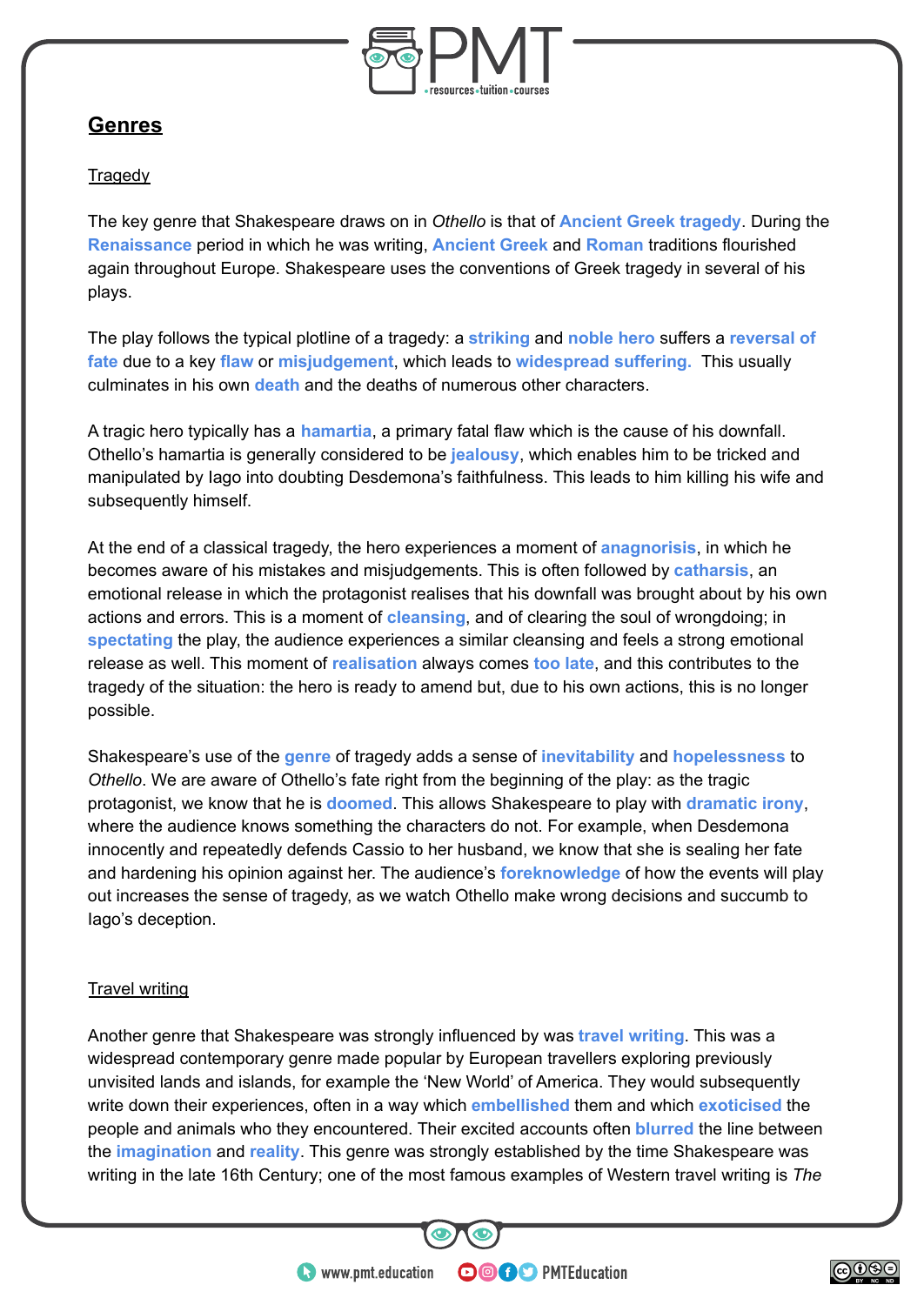## Genres

### Tragedy

The key genre that Shakespeare draws on in *Othello* is that of **Ancient Greek tragedy**. During the **Renaissance** period in which he was writing, **Ancient Greek** and **Roman** traditions flourished again throughout Europe. Shakespeare uses the conventions of Greek tragedy in several of his plays.

The play follows the typical plotline of a tragedy: a **striking** and **noble hero** suffers a **reversal of fate** due to a key **flaw** or **misjudgement**, which leads to **widespread suffering.** This usually culminates in his own **death** and the deaths of numerous other characters.

A tragic hero typically has a **hamartia**, a primary fatal flaw which is the cause of his downfall. Othello's hamartia is generally considered to be **jealousy**, which enables him to be tricked and manipulated by Iago into doubting Desdemona's faithfulness. This leads to him killing his wife and subsequently himself.

At the end of a classical tragedy, the hero experiences a moment of **anagnorisis**, in which he becomes aware of his mistakes and misjudgements. This is often followed by **catharsis**, an emotional release in which the protagonist realises that his downfall was brought about by his own actions and errors. This is a moment of **cleansing**, and of clearing the soul of wrongdoing; in **spectating** the play, the audience experiences a similar cleansing and feels a strong emotional release as well. This moment of **realisation** always comes **too late**, and this contributes to the tragedy of the situation: the hero is ready to amend but, due to his own actions, this is no longer possible.

Shakespeare's use of the **genre** of tragedy adds a sense of **inevitability** and **hopelessness** to *Othello*. We are aware of Othello's fate right from the beginning of the play: as the tragic protagonist, we know that he is **doomed**. This allows Shakespeare to play with **dramatic irony**, where the audience knows something the characters do not. For example, when Desdemona innocently and repeatedly defends Cassio to her husband, we know that she is sealing her fate and hardening his opinion against her. The audience's **foreknowledge** of how the events will play out increases the sense of tragedy, as we watch Othello make wrong decisions and succumb to Iago's deception.

### Travel writing

Another genre that Shakespeare was strongly influenced by was **travel writing**. This was a widespread contemporary genre made popular by European travellers exploring previously unvisited lands and islands, for example the 'New World' of America. They would subsequently write down their experiences, often in a way which **embellished** them and which **exoticised** the people and animals who they encountered. Their excited accounts often **blurred** the line between the **imagination** and **reality**. This genre was strongly established by the time Shakespeare was writing in the late 16th Century; one of the most famous examples of Western travel writing is *The*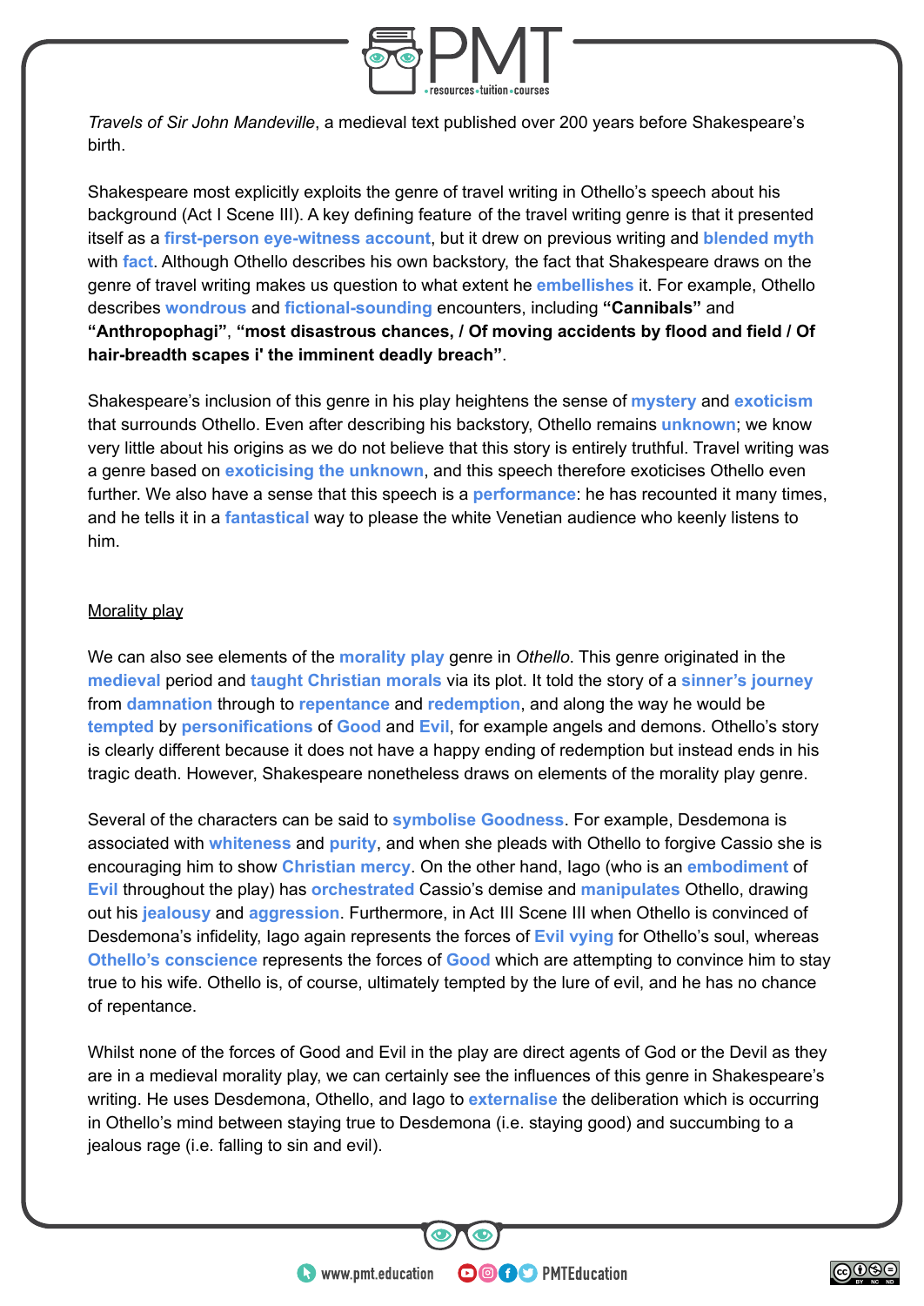*Travels of Sir John Mandeville*, a medieval text published over 200 years before Shakespeare's birth.

Shakespeare most explicitly exploits the genre of travel writing in Othello's speech about his background (Act I Scene III). A key defining feature of the travel writing genre is that it presented itself as a **first-person eye-witness account**, but it drew on previous writing and **blended myth** with **fact**. Although Othello describes his own backstory, the fact that Shakespeare draws on the genre of travel writing makes us question to what extent he **embellishes** it. For example, Othello describes **wondrous** and **fictional-sounding** encounters, including **"Cannibals"** and **"Anthropophagi"**, **"most disastrous chances, / Of moving accidents by flood and field / Of hair-breadth scapes i' the imminent deadly breach"**.

Shakespeare's inclusion of this genre in his play heightens the sense of **mystery** and **exoticism** that surrounds Othello. Even after describing his backstory, Othello remains **unknown**; we know very little about his origins as we do not believe that this story is entirely truthful. Travel writing was a genre based on **exoticising the unknown**, and this speech therefore exoticises Othello even further. We also have a sense that this speech is a **performance**: he has recounted it many times, and he tells it in a **fantastical** way to please the white Venetian audience who keenly listens to him.

## Morality play

We can also see elements of the **morality play** genre in *Othello*. This genre originated in the **medieval** period and **taught Christian morals** via its plot. It told the story of a **sinner's journey** from **damnation** through to **repentance** and **redemption**, and along the way he would be **tempted** by **personifications** of **Good** and **Evil**, for example angels and demons. Othello's story is clearly different because it does not have a happy ending of redemption but instead ends in his tragic death. However, Shakespeare nonetheless draws on elements of the morality play genre.

Several of the characters can be said to **symbolise Goodness**. For example, Desdemona is associated with **whiteness** and **purity**, and when she pleads with Othello to forgive Cassio she is encouraging him to show **Christian mercy**. On the other hand, Iago (who is an **embodiment** of **Evil** throughout the play) has **orchestrated** Cassio's demise and **manipulates** Othello, drawing out his **jealousy** and **aggression**. Furthermore, in Act III Scene III when Othello is convinced of Desdemona's infidelity, Iago again represents the forces of **Evil vying** for Othello's soul, whereas **Othello's conscience** represents the forces of **Good** which are attempting to convince him to stay true to his wife. Othello is, of course, ultimately tempted by the lure of evil, and he has no chance of repentance.

Whilst none of the forces of Good and Evil in the play are direct agents of God or the Devil as they are in a medieval morality play, we can certainly see the influences of this genre in Shakespeare's writing. He uses Desdemona, Othello, and Iago to **externalise** the deliberation which is occurring in Othello's mind between staying true to Desdemona (i.e. staying good) and succumbing to a jealous rage (i.e. falling to sin and evil).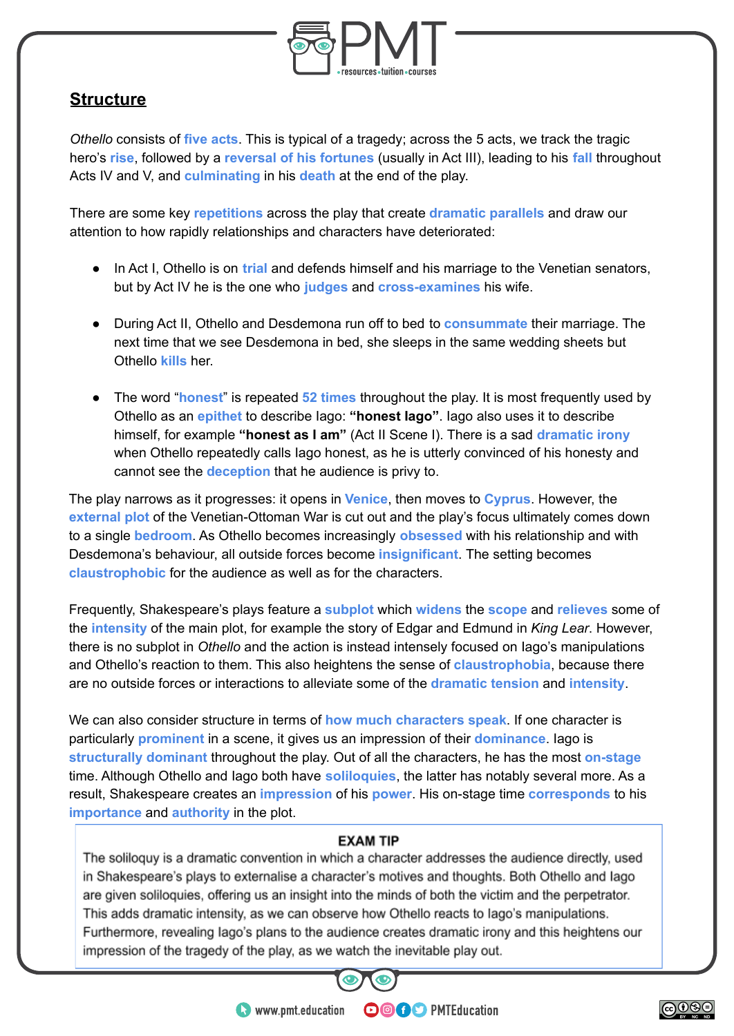## Structure

*Othello* consists of five acts. This is typical of a tragedy; across the 5 acts, we track the tragic hero's rise, followed by a reversal of his fortunes (usually in Act III), leading to his fall throughout Acts IV and V, and culminating in his death at the end of the play.

There are some key repetitions across the play that create dramatic parallels and draw our attention to how rapidly relationships and characters have deteriorated:

- In Act I, Othello is on trial and defends himself and his marriage to the Venetian senators, but by Act IV he is the one who judges and cross-examines his wife.
- During Act II, Othello and Desdemona run off to bed to consummate their marriage. The next time that we see Desdemona in bed, she sleeps in the same wedding sheets but Othello kills her.
- The word "honest" is repeated 52 times throughout the play. It is most frequently used by Othello as an epithet to describe Iago: **"honest Iago"**. Iago also uses it to describe himself, for example **"honest as I am"** (Act II Scene I). There is a sad dramatic irony when Othello repeatedly calls Iago honest, as he is utterly convinced of his honesty and cannot see the deception that he audience is privy to.

The play narrows as it progresses: it opens in Venice, then moves to Cyprus. However, the external plot of the Venetian-Ottoman War is cut out and the play's focus ultimately comes down to a single bedroom. As Othello becomes increasingly obsessed with his relationship and with Desdemona's behaviour, all outside forces become insignificant. The setting becomes claustrophobic for the audience as well as for the characters.

Frequently, Shakespeare's plays feature a subplot which widens the scope and relieves some of the intensity of the main plot, for example the story of Edgar and Edmund in *King Lear*. However, there is no subplot in *Othello* and the action is instead intensely focused on Iago's manipulations and Othello's reaction to them. This also heightens the sense of claustrophobia, because there are no outside forces or interactions to alleviate some of the dramatic tension and intensity.

We can also consider structure in terms of how much characters speak. If one character is particularly prominent in a scene, it gives us an impression of their dominance. Iago is structurally dominant throughout the play. Out of all the characters, he has the most on-stage time. Although Othello and Iago both have soliloquies, the latter has notably several more. As a result, Shakespeare creates an impression of his power. His on-stage time corresponds to his importance and authority in the plot.

**EXAM TIP**

The soliloquy is a dramatic convention in which a character addresses the audience directly, used in Shakespeare's plays to externalise a character's motives and thoughts. Both Othello and Iago are given soliloquies, offering us an insight into the minds of both the victim and the perpetrator. This adds dramatic intensity, as we can observe how Othello reacts to Iago's manipulations. Furthermore, revealing Iago's plans to the audience creates dramatic irony and this heightens our impression of the tragedy of the play, as we watch the inevitable play out.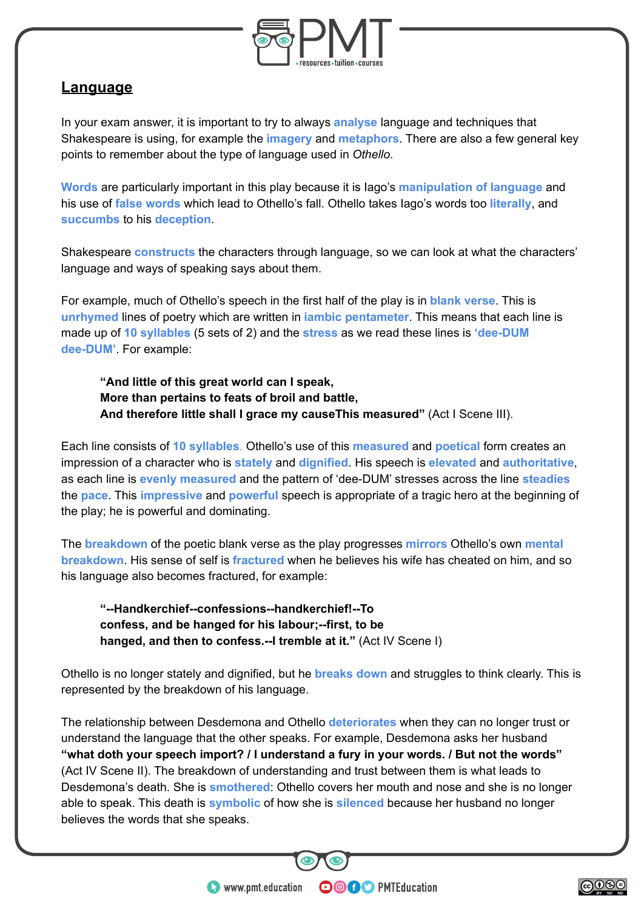## Language

In your exam answer, it is important to try to always **analyse** language and techniques that Shakespeare is using, for example the **imagery** and **metaphors**. There are also a few general key points to remember about the type of language used in *Othello*.

**Words** are particularly important in this play because it is Iago's **manipulation of language** and his use of **false words** which lead to Othello's fall. Othello takes Iago's words too **literally**, and **succumbs** to his **deception**.

Shakespeare **constructs** the characters through language, so we can look at what the characters' language and ways of speaking says about them.

For example, much of Othello's speech in the first half of the play is in **blank verse**. This is **unrhymed** lines of poetry which are written in **iambic pentameter**. This means that each line is made up of **10 syllables** (5 sets of 2) and the **stress** as we read these lines is **'dee-DUM dee-DUM'**. For example:

> **"And little of this great world can I speak,**
> **More than pertains to feats of broil and battle,**
> **And therefore little shall I grace my causeThis measured"** (Act I Scene III).

Each line consists of **10 syllables**. Othello's use of this **measured** and **poetical** form creates an impression of a character who is **stately** and **dignified**. His speech is **elevated** and **authoritative**, as each line is **evenly measured** and the pattern of 'dee-DUM' stresses across the line **steadies** the **pace**. This **impressive** and **powerful** speech is appropriate of a tragic hero at the beginning of the play; he is powerful and dominating.

The **breakdown** of the poetic blank verse as the play progresses **mirrors** Othello's own **mental breakdown**. His sense of self is **fractured** when he believes his wife has cheated on him, and so his language also becomes fractured, for example:

> **"--Handkerchief--confessions--handkerchief!--To**
> **confess, and be hanged for his labour;--first, to be**
> **hanged, and then to confess.--I tremble at it."** (Act IV Scene I)

Othello is no longer stately and dignified, but he **breaks down** and struggles to think clearly. This is represented by the breakdown of his language.

The relationship between Desdemona and Othello **deteriorates** when they can no longer trust or understand the language that the other speaks. For example, Desdemona asks her husband **"what doth your speech import? / I understand a fury in your words. / But not the words"** (Act IV Scene II). The breakdown of understanding and trust between them is what leads to Desdemona's death. She is **smothered**: Othello covers her mouth and nose and she is no longer able to speak. This death is **symbolic** of how she is **silenced** because her husband no longer believes the words that she speaks.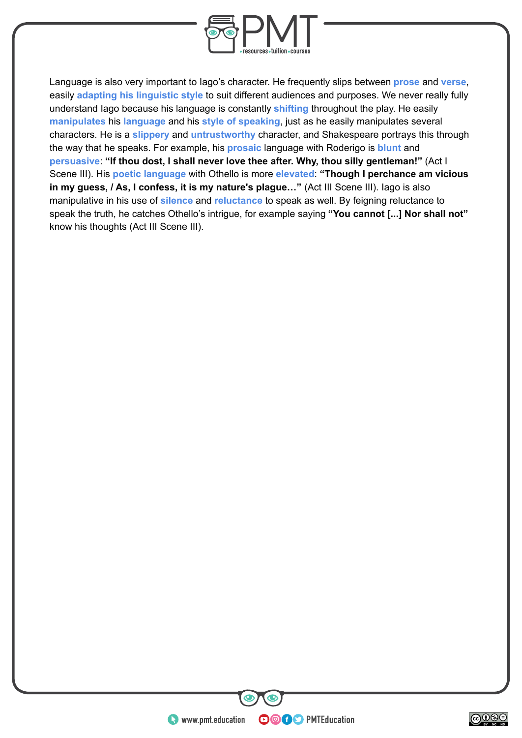Language is also very important to Iago's character. He frequently slips between **prose** and **verse**, easily **adapting his linguistic style** to suit different audiences and purposes. We never really fully understand Iago because his language is constantly **shifting** throughout the play. He easily **manipulates** his **language** and his **style of speaking**, just as he easily manipulates several characters. He is a **slippery** and **untrustworthy** character, and Shakespeare portrays this through the way that he speaks. For example, his **prosaic** language with Roderigo is **blunt** and **persuasive**: **"If thou dost, I shall never love thee after. Why, thou silly gentleman!"** (Act I Scene III). His **poetic language** with Othello is more **elevated**: **"Though I perchance am vicious in my guess, / As, I confess, it is my nature's plague…"** (Act III Scene III). Iago is also manipulative in his use of **silence** and **reluctance** to speak as well. By feigning reluctance to speak the truth, he catches Othello's intrigue, for example saying **"You cannot [...] Nor shall not"** know his thoughts (Act III Scene III).